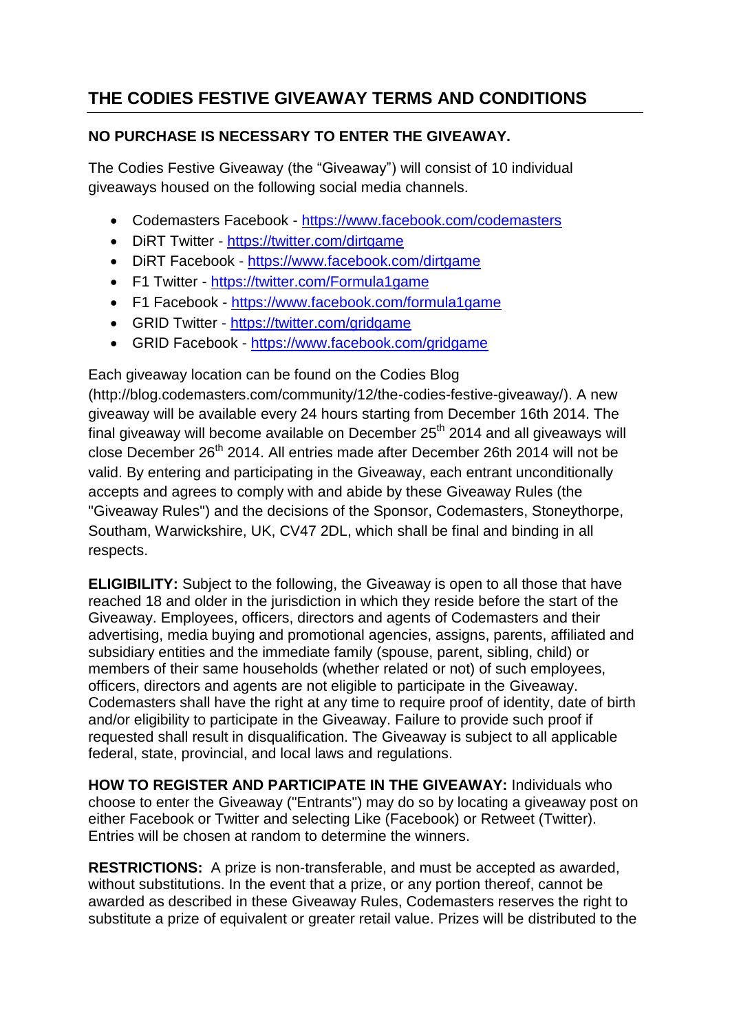# THE CODIES FESTIVE GIVEAWAY TERMS AND CONDITIONS

**NO PURCHASE IS NECESSARY TO ENTER THE GIVEAWAY.**

The Codies Festive Giveaway (the "Giveaway") will consist of 10 individual giveaways housed on the following social media channels.

- Codemasters Facebook - https://www.facebook.com/codemasters
- DiRT Twitter - https://twitter.com/dirtgame
- DiRT Facebook - https://www.facebook.com/dirtgame
- F1 Twitter - https://twitter.com/Formula1game
- F1 Facebook - https://www.facebook.com/formula1game
- GRID Twitter - https://twitter.com/gridgame
- GRID Facebook - https://www.facebook.com/gridgame

Each giveaway location can be found on the Codies Blog (http://blog.codemasters.com/community/12/the-codies-festive-giveaway/). A new giveaway will be available every 24 hours starting from December 16th 2014. The final giveaway will become available on December 25th 2014 and all giveaways will close December 26th 2014. All entries made after December 26th 2014 will not be valid. By entering and participating in the Giveaway, each entrant unconditionally accepts and agrees to comply with and abide by these Giveaway Rules (the "Giveaway Rules") and the decisions of the Sponsor, Codemasters, Stoneythorpe, Southam, Warwickshire, UK, CV47 2DL, which shall be final and binding in all respects.

**ELIGIBILITY:** Subject to the following, the Giveaway is open to all those that have reached 18 and older in the jurisdiction in which they reside before the start of the Giveaway. Employees, officers, directors and agents of Codemasters and their advertising, media buying and promotional agencies, assigns, parents, affiliated and subsidiary entities and the immediate family (spouse, parent, sibling, child) or members of their same households (whether related or not) of such employees, officers, directors and agents are not eligible to participate in the Giveaway. Codemasters shall have the right at any time to require proof of identity, date of birth and/or eligibility to participate in the Giveaway. Failure to provide such proof if requested shall result in disqualification. The Giveaway is subject to all applicable federal, state, provincial, and local laws and regulations.

**HOW TO REGISTER AND PARTICIPATE IN THE GIVEAWAY:** Individuals who choose to enter the Giveaway ("Entrants") may do so by locating a giveaway post on either Facebook or Twitter and selecting Like (Facebook) or Retweet (Twitter). Entries will be chosen at random to determine the winners.

**RESTRICTIONS:** A prize is non-transferable, and must be accepted as awarded, without substitutions. In the event that a prize, or any portion thereof, cannot be awarded as described in these Giveaway Rules, Codemasters reserves the right to substitute a prize of equivalent or greater retail value. Prizes will be distributed to the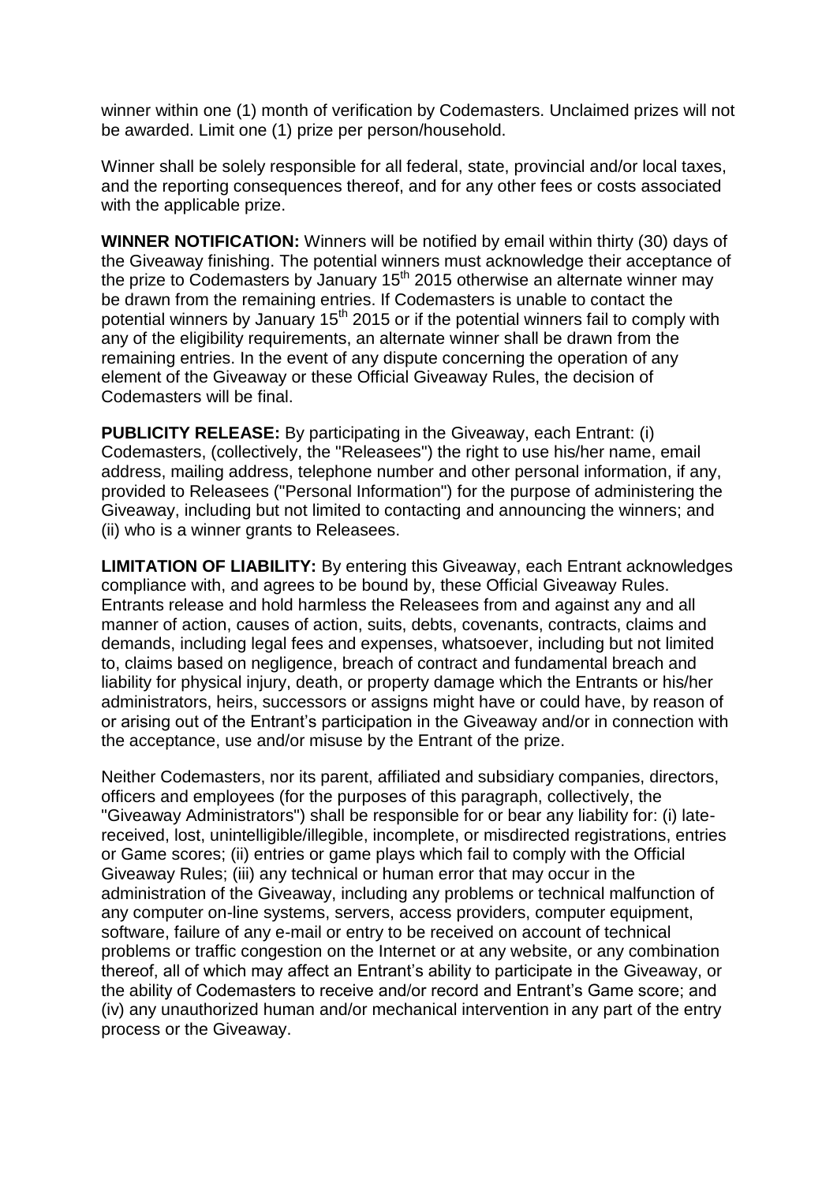winner within one (1) month of verification by Codemasters. Unclaimed prizes will not be awarded. Limit one (1) prize per person/household.

Winner shall be solely responsible for all federal, state, provincial and/or local taxes, and the reporting consequences thereof, and for any other fees or costs associated with the applicable prize.

**WINNER NOTIFICATION:** Winners will be notified by email within thirty (30) days of the Giveaway finishing. The potential winners must acknowledge their acceptance of the prize to Codemasters by January 15th 2015 otherwise an alternate winner may be drawn from the remaining entries. If Codemasters is unable to contact the potential winners by January 15th 2015 or if the potential winners fail to comply with any of the eligibility requirements, an alternate winner shall be drawn from the remaining entries. In the event of any dispute concerning the operation of any element of the Giveaway or these Official Giveaway Rules, the decision of Codemasters will be final.

**PUBLICITY RELEASE:** By participating in the Giveaway, each Entrant: (i) Codemasters, (collectively, the "Releasees") the right to use his/her name, email address, mailing address, telephone number and other personal information, if any, provided to Releasees ("Personal Information") for the purpose of administering the Giveaway, including but not limited to contacting and announcing the winners; and (ii) who is a winner grants to Releasees.

**LIMITATION OF LIABILITY:** By entering this Giveaway, each Entrant acknowledges compliance with, and agrees to be bound by, these Official Giveaway Rules. Entrants release and hold harmless the Releasees from and against any and all manner of action, causes of action, suits, debts, covenants, contracts, claims and demands, including legal fees and expenses, whatsoever, including but not limited to, claims based on negligence, breach of contract and fundamental breach and liability for physical injury, death, or property damage which the Entrants or his/her administrators, heirs, successors or assigns might have or could have, by reason of or arising out of the Entrant's participation in the Giveaway and/or in connection with the acceptance, use and/or misuse by the Entrant of the prize.

Neither Codemasters, nor its parent, affiliated and subsidiary companies, directors, officers and employees (for the purposes of this paragraph, collectively, the "Giveaway Administrators") shall be responsible for or bear any liability for: (i) late-received, lost, unintelligible/illegible, incomplete, or misdirected registrations, entries or Game scores; (ii) entries or game plays which fail to comply with the Official Giveaway Rules; (iii) any technical or human error that may occur in the administration of the Giveaway, including any problems or technical malfunction of any computer on-line systems, servers, access providers, computer equipment, software, failure of any e-mail or entry to be received on account of technical problems or traffic congestion on the Internet or at any website, or any combination thereof, all of which may affect an Entrant's ability to participate in the Giveaway, or the ability of Codemasters to receive and/or record and Entrant's Game score; and (iv) any unauthorized human and/or mechanical intervention in any part of the entry process or the Giveaway.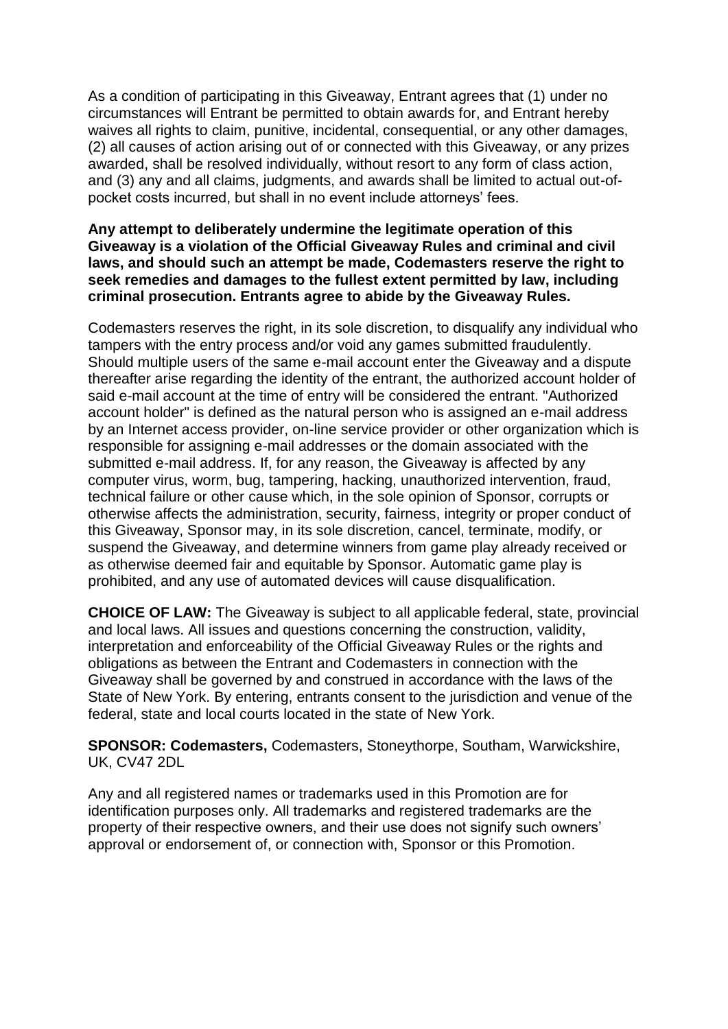As a condition of participating in this Giveaway, Entrant agrees that (1) under no circumstances will Entrant be permitted to obtain awards for, and Entrant hereby waives all rights to claim, punitive, incidental, consequential, or any other damages, (2) all causes of action arising out of or connected with this Giveaway, or any prizes awarded, shall be resolved individually, without resort to any form of class action, and (3) any and all claims, judgments, and awards shall be limited to actual out-of-pocket costs incurred, but shall in no event include attorneys' fees.

**Any attempt to deliberately undermine the legitimate operation of this Giveaway is a violation of the Official Giveaway Rules and criminal and civil laws, and should such an attempt be made, Codemasters reserve the right to seek remedies and damages to the fullest extent permitted by law, including criminal prosecution. Entrants agree to abide by the Giveaway Rules.**

Codemasters reserves the right, in its sole discretion, to disqualify any individual who tampers with the entry process and/or void any games submitted fraudulently. Should multiple users of the same e-mail account enter the Giveaway and a dispute thereafter arise regarding the identity of the entrant, the authorized account holder of said e-mail account at the time of entry will be considered the entrant. "Authorized account holder" is defined as the natural person who is assigned an e-mail address by an Internet access provider, on-line service provider or other organization which is responsible for assigning e-mail addresses or the domain associated with the submitted e-mail address. If, for any reason, the Giveaway is affected by any computer virus, worm, bug, tampering, hacking, unauthorized intervention, fraud, technical failure or other cause which, in the sole opinion of Sponsor, corrupts or otherwise affects the administration, security, fairness, integrity or proper conduct of this Giveaway, Sponsor may, in its sole discretion, cancel, terminate, modify, or suspend the Giveaway, and determine winners from game play already received or as otherwise deemed fair and equitable by Sponsor. Automatic game play is prohibited, and any use of automated devices will cause disqualification.

**CHOICE OF LAW:** The Giveaway is subject to all applicable federal, state, provincial and local laws. All issues and questions concerning the construction, validity, interpretation and enforceability of the Official Giveaway Rules or the rights and obligations as between the Entrant and Codemasters in connection with the Giveaway shall be governed by and construed in accordance with the laws of the State of New York. By entering, entrants consent to the jurisdiction and venue of the federal, state and local courts located in the state of New York.

**SPONSOR: Codemasters,** Codemasters, Stoneythorpe, Southam, Warwickshire, UK, CV47 2DL

Any and all registered names or trademarks used in this Promotion are for identification purposes only. All trademarks and registered trademarks are the property of their respective owners, and their use does not signify such owners' approval or endorsement of, or connection with, Sponsor or this Promotion.